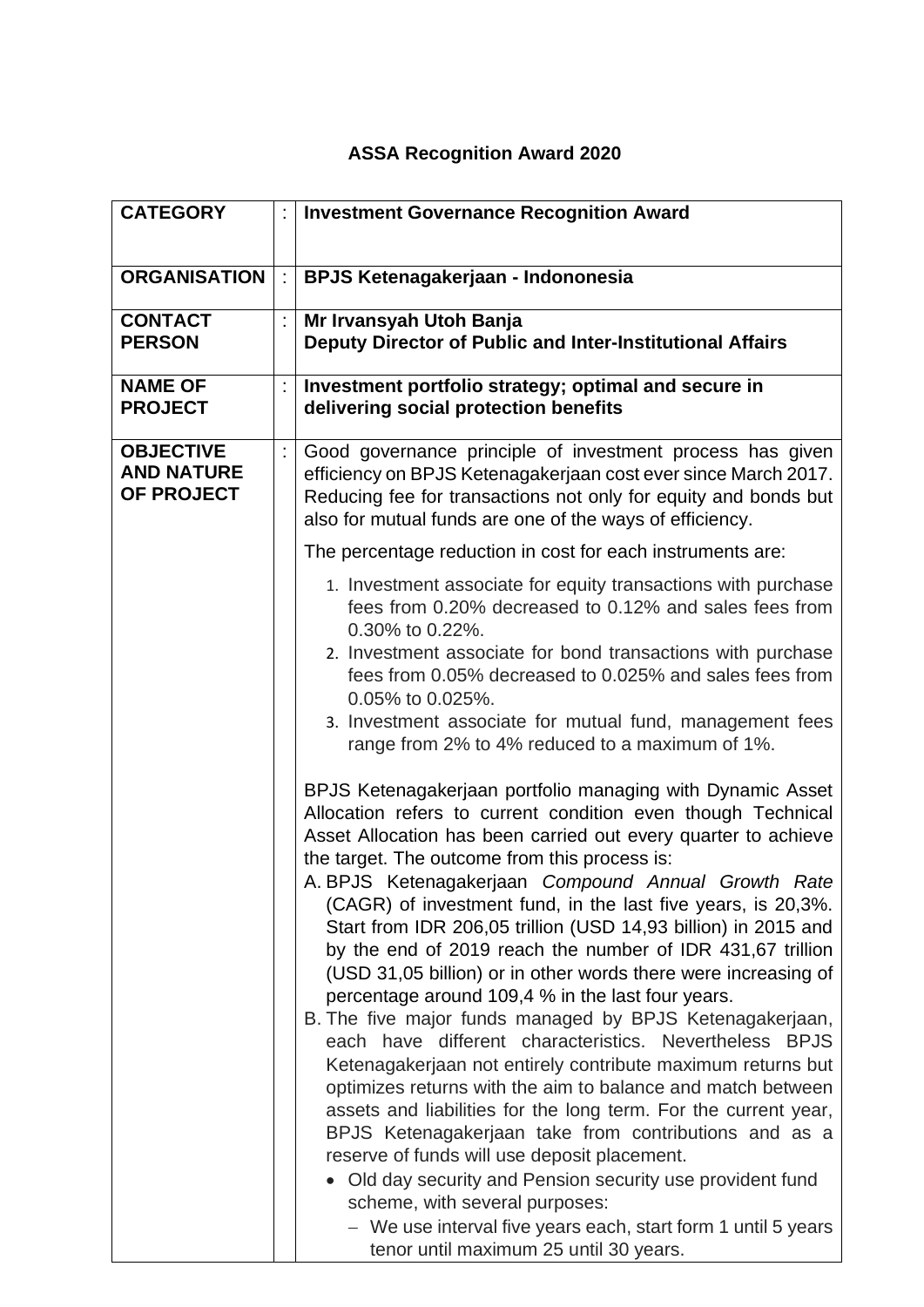# ASSA Recognition Award 2020

| | | |
|---|---|---|
| **CATEGORY** | : | **Investment Governance Recognition Award** |
| **ORGANISATION** | : | **BPJS Ketenagakerjaan - Indononesia** |
| **CONTACT PERSON** | : | **Mr Irvansyah Utoh Banja**<br>**Deputy Director of Public and Inter-Institutional Affairs** |
| **NAME OF PROJECT** | : | **Investment portfolio strategy; optimal and secure in delivering social protection benefits** |
| **OBJECTIVE AND NATURE OF PROJECT** | : | Good governance principle of investment process has given efficiency on BPJS Ketenagakerjaan cost ever since March 2017. Reducing fee for transactions not only for equity and bonds but also for mutual funds are one of the ways of efficiency.<br><br>The percentage reduction in cost for each instruments are:<br><br>1. Investment associate for equity transactions with purchase fees from 0.20% decreased to 0.12% and sales fees from 0.30% to 0.22%.<br>2. Investment associate for bond transactions with purchase fees from 0.05% decreased to 0.025% and sales fees from 0.05% to 0.025%.<br>3. Investment associate for mutual fund, management fees range from 2% to 4% reduced to a maximum of 1%.<br><br>BPJS Ketenagakerjaan portfolio managing with Dynamic Asset Allocation refers to current condition even though Technical Asset Allocation has been carried out every quarter to achieve the target. The outcome from this process is:<br>A. BPJS Ketenagakerjaan *Compound Annual Growth Rate* (CAGR) of investment fund, in the last five years, is 20,3%. Start from IDR 206,05 trillion (USD 14,93 billion) in 2015 and by the end of 2019 reach the number of IDR 431,67 trillion (USD 31,05 billion) or in other words there were increasing of percentage around 109,4 % in the last four years.<br>B. The five major funds managed by BPJS Ketenagakerjaan, each have different characteristics. Nevertheless BPJS Ketenagakerjaan not entirely contribute maximum returns but optimizes returns with the aim to balance and match between assets and liabilities for the long term. For the current year, BPJS Ketenagakerjaan take from contributions and as a reserve of funds will use deposit placement.<br>• Old day security and Pension security use provident fund scheme, with several purposes:<br>– We use interval five years each, start form 1 until 5 years tenor until maximum 25 until 30 years. |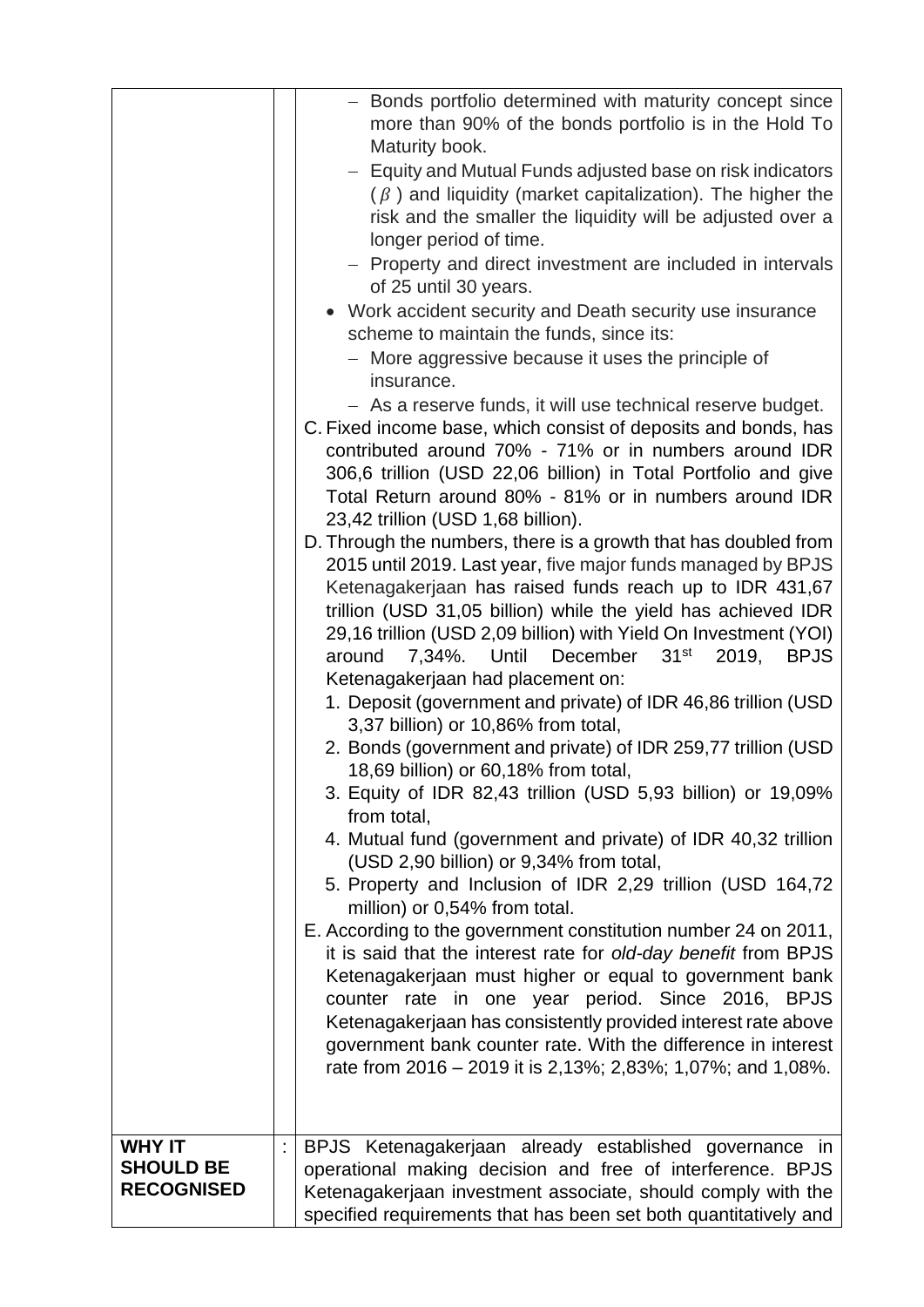| | | |
|---|---|---|
| | | – Bonds portfolio determined with maturity concept since more than 90% of the bonds portfolio is in the Hold To Maturity book.<br>– Equity and Mutual Funds adjusted base on risk indicators ( $\beta$ ) and liquidity (market capitalization). The higher the risk and the smaller the liquidity will be adjusted over a longer period of time.<br>– Property and direct investment are included in intervals of 25 until 30 years.<br>• Work accident security and Death security use insurance scheme to maintain the funds, since its:<br>– More aggressive because it uses the principle of insurance.<br>– As a reserve funds, it will use technical reserve budget.<br>C. Fixed income base, which consist of deposits and bonds, has contributed around 70% - 71% or in numbers around IDR 306,6 trillion (USD 22,06 billion) in Total Portfolio and give Total Return around 80% - 81% or in numbers around IDR 23,42 trillion (USD 1,68 billion).<br>D. Through the numbers, there is a growth that has doubled from 2015 until 2019. Last year, five major funds managed by BPJS Ketenagakerjaan has raised funds reach up to IDR 431,67 trillion (USD 31,05 billion) while the yield has achieved IDR 29,16 trillion (USD 2,09 billion) with Yield On Investment (YOI) around 7,34%. Until December 31st 2019, BPJS Ketenagakerjaan had placement on:<br>1. Deposit (government and private) of IDR 46,86 trillion (USD 3,37 billion) or 10,86% from total,<br>2. Bonds (government and private) of IDR 259,77 trillion (USD 18,69 billion) or 60,18% from total,<br>3. Equity of IDR 82,43 trillion (USD 5,93 billion) or 19,09% from total,<br>4. Mutual fund (government and private) of IDR 40,32 trillion (USD 2,90 billion) or 9,34% from total,<br>5. Property and Inclusion of IDR 2,29 trillion (USD 164,72 million) or 0,54% from total.<br>E. According to the government constitution number 24 on 2011, it is said that the interest rate for *old-day benefit* from BPJS Ketenagakerjaan must higher or equal to government bank counter rate in one year period. Since 2016, BPJS Ketenagakerjaan has consistently provided interest rate above government bank counter rate. With the difference in interest rate from 2016 – 2019 it is 2,13%; 2,83%; 1,07%; and 1,08%. |
| **WHY IT SHOULD BE RECOGNISED** | : | BPJS Ketenagakerjaan already established governance in operational making decision and free of interference. BPJS Ketenagakerjaan investment associate, should comply with the specified requirements that has been set both quantitatively and |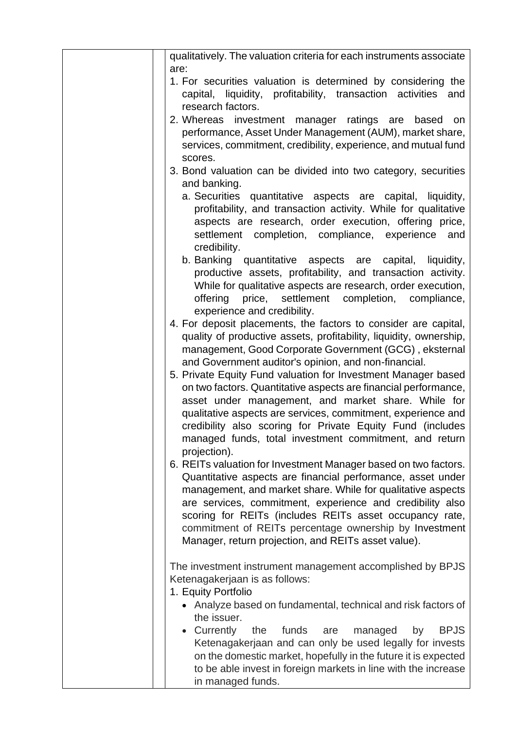| | | qualitatively. The valuation criteria for each instruments associate are:<br>1. For securities valuation is determined by considering the capital, liquidity, profitability, transaction activities and research factors.<br>2. Whereas investment manager ratings are based on performance, Asset Under Management (AUM), market share, services, commitment, credibility, experience, and mutual fund scores.<br>3. Bond valuation can be divided into two category, securities and banking.<br>&nbsp;&nbsp;&nbsp;a. Securities quantitative aspects are capital, liquidity, profitability, and transaction activity. While for qualitative aspects are research, order execution, offering price, settlement completion, compliance, experience and credibility.<br>&nbsp;&nbsp;&nbsp;b. Banking quantitative aspects are capital, liquidity, productive assets, profitability, and transaction activity. While for qualitative aspects are research, order execution, offering price, settlement completion, compliance, experience and credibility.<br>4. For deposit placements, the factors to consider are capital, quality of productive assets, profitability, liquidity, ownership, management, Good Corporate Government (GCG) , eksternal and Government auditor's opinion, and non-financial.<br>5. Private Equity Fund valuation for Investment Manager based on two factors. Quantitative aspects are financial performance, asset under management, and market share. While for qualitative aspects are services, commitment, experience and credibility also scoring for Private Equity Fund (includes managed funds, total investment commitment, and return projection).<br>6. REITs valuation for Investment Manager based on two factors. Quantitative aspects are financial performance, asset under management, and market share. While for qualitative aspects are services, commitment, experience and credibility also scoring for REITs (includes REITs asset occupancy rate, commitment of REITs percentage ownership by Investment Manager, return projection, and REITs asset value).<br><br>The investment instrument management accomplished by BPJS Ketenagakerjaan is as follows:<br>1. Equity Portfolio<br>&nbsp;&nbsp;&nbsp;• Analyze based on fundamental, technical and risk factors of the issuer.<br>&nbsp;&nbsp;&nbsp;• Currently the funds are managed by BPJS Ketenagakerjaan and can only be used legally for invests on the domestic market, hopefully in the future it is expected to be able invest in foreign markets in line with the increase in managed funds. |
|---|---|---|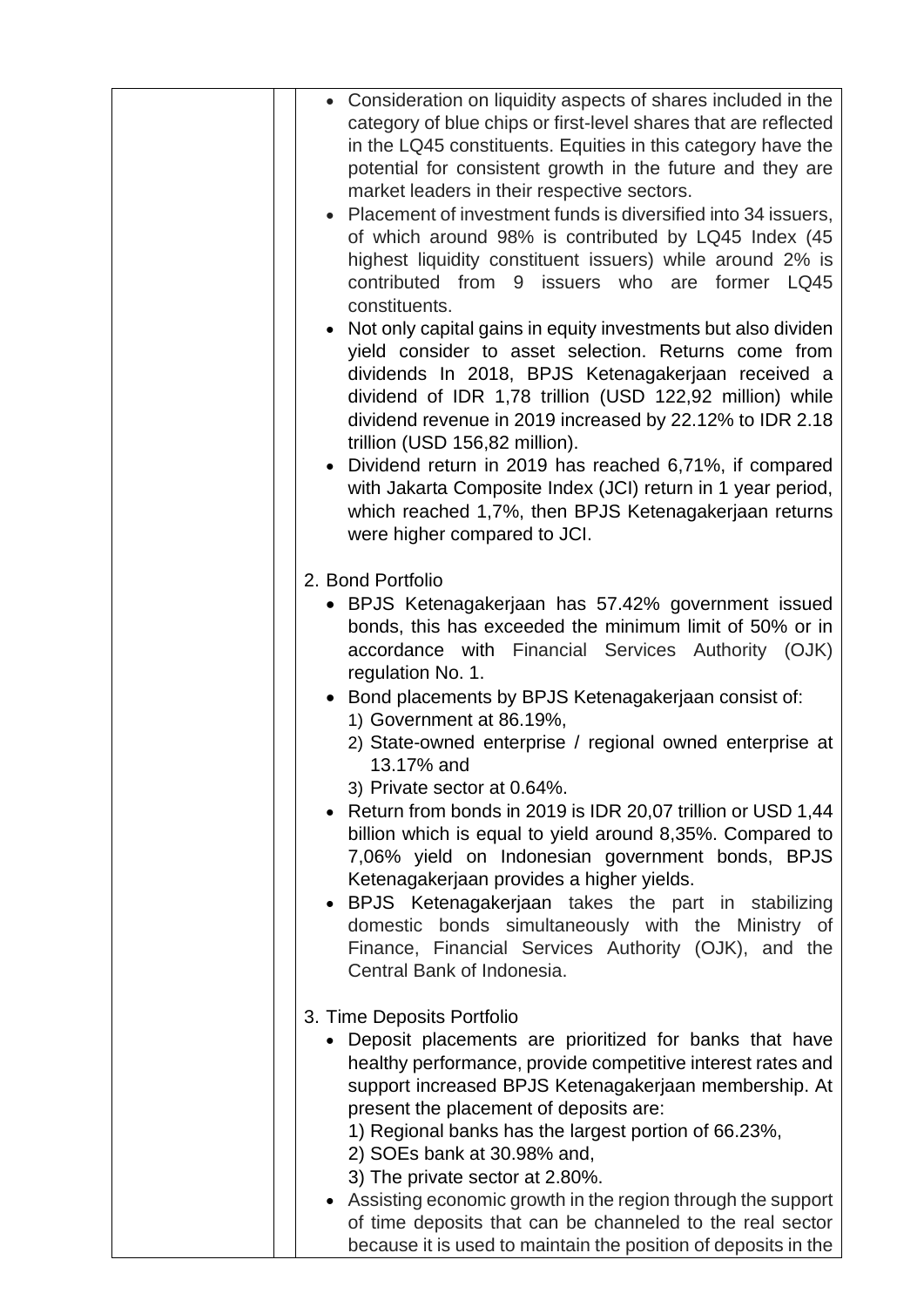- Consideration on liquidity aspects of shares included in the category of blue chips or first-level shares that are reflected in the LQ45 constituents. Equities in this category have the potential for consistent growth in the future and they are market leaders in their respective sectors.
- Placement of investment funds is diversified into 34 issuers, of which around 98% is contributed by LQ45 Index (45 highest liquidity constituent issuers) while around 2% is contributed from 9 issuers who are former LQ45 constituents.
- Not only capital gains in equity investments but also dividen yield consider to asset selection. Returns come from dividends In 2018, BPJS Ketenagakerjaan received a dividend of IDR 1,78 trillion (USD 122,92 million) while dividend revenue in 2019 increased by 22.12% to IDR 2.18 trillion (USD 156,82 million).
- Dividend return in 2019 has reached 6,71%, if compared with Jakarta Composite Index (JCI) return in 1 year period, which reached 1,7%, then BPJS Ketenagakerjaan returns were higher compared to JCI.

2. Bond Portfolio
   - BPJS Ketenagakerjaan has 57.42% government issued bonds, this has exceeded the minimum limit of 50% or in accordance with Financial Services Authority (OJK) regulation No. 1.
   - Bond placements by BPJS Ketenagakerjaan consist of:
     1) Government at 86.19%,
     2) State-owned enterprise / regional owned enterprise at 13.17% and
     3) Private sector at 0.64%.
   - Return from bonds in 2019 is IDR 20,07 trillion or USD 1,44 billion which is equal to yield around 8,35%. Compared to 7,06% yield on Indonesian government bonds, BPJS Ketenagakerjaan provides a higher yields.
   - BPJS Ketenagakerjaan takes the part in stabilizing domestic bonds simultaneously with the Ministry of Finance, Financial Services Authority (OJK), and the Central Bank of Indonesia.

3. Time Deposits Portfolio
   - Deposit placements are prioritized for banks that have healthy performance, provide competitive interest rates and support increased BPJS Ketenagakerjaan membership. At present the placement of deposits are:
     1) Regional banks has the largest portion of 66.23%,
     2) SOEs bank at 30.98% and,
     3) The private sector at 2.80%.
   - Assisting economic growth in the region through the support of time deposits that can be channeled to the real sector because it is used to maintain the position of deposits in the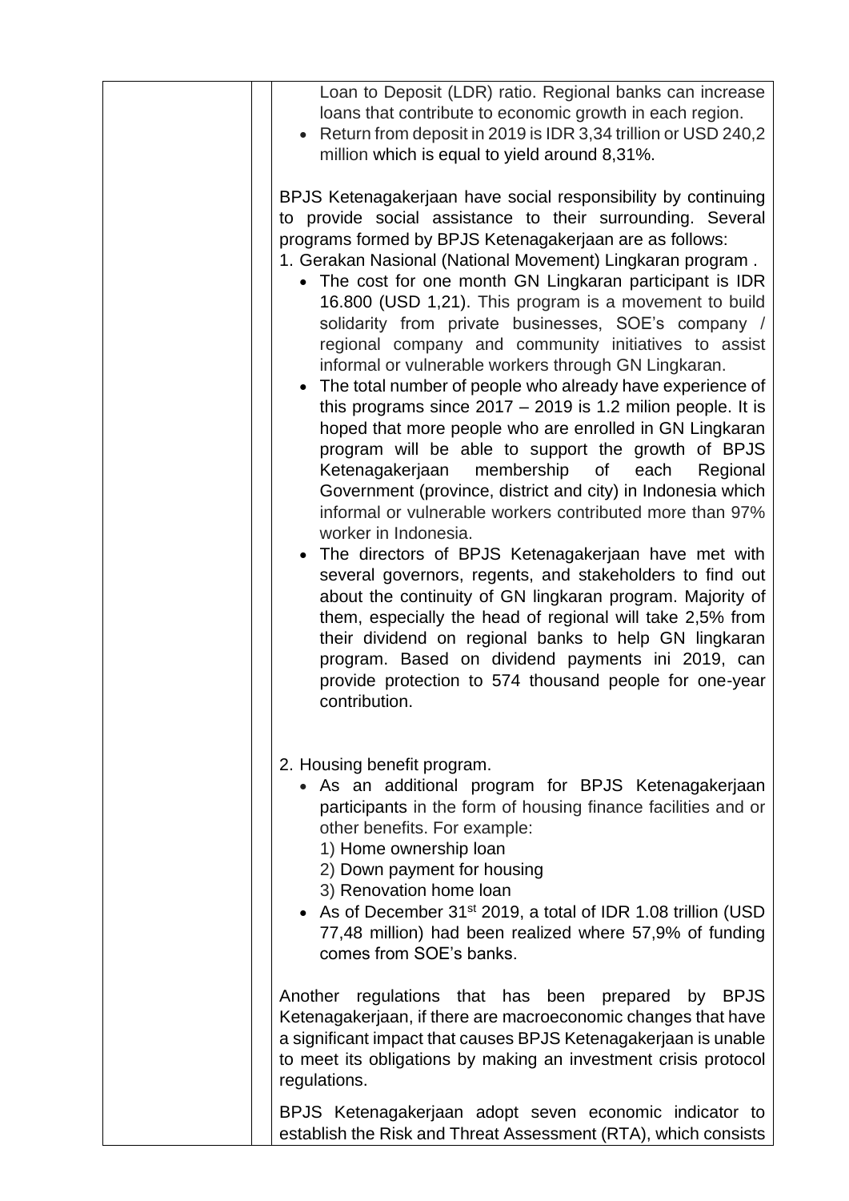Loan to Deposit (LDR) ratio. Regional banks can increase loans that contribute to economic growth in each region.

- Return from deposit in 2019 is IDR 3,34 trillion or USD 240,2 million which is equal to yield around 8,31%.

BPJS Ketenagakerjaan have social responsibility by continuing to provide social assistance to their surrounding. Several programs formed by BPJS Ketenagakerjaan are as follows:

1. Gerakan Nasional (National Movement) Lingkaran program .
   - The cost for one month GN Lingkaran participant is IDR 16.800 (USD 1,21). This program is a movement to build solidarity from private businesses, SOE's company / regional company and community initiatives to assist informal or vulnerable workers through GN Lingkaran.
   - The total number of people who already have experience of this programs since 2017 – 2019 is 1.2 milion people. It is hoped that more people who are enrolled in GN Lingkaran program will be able to support the growth of BPJS Ketenagakerjaan membership of each Regional Government (province, district and city) in Indonesia which informal or vulnerable workers contributed more than 97% worker in Indonesia.
   - The directors of BPJS Ketenagakerjaan have met with several governors, regents, and stakeholders to find out about the continuity of GN lingkaran program. Majority of them, especially the head of regional will take 2,5% from their dividend on regional banks to help GN lingkaran program. Based on dividend payments ini 2019, can provide protection to 574 thousand people for one-year contribution.

2. Housing benefit program.
   - As an additional program for BPJS Ketenagakerjaan participants in the form of housing finance facilities and or other benefits. For example:
     1) Home ownership loan
     2) Down payment for housing
     3) Renovation home loan
   - As of December 31st 2019, a total of IDR 1.08 trillion (USD 77,48 million) had been realized where 57,9% of funding comes from SOE's banks.

Another regulations that has been prepared by BPJS Ketenagakerjaan, if there are macroeconomic changes that have a significant impact that causes BPJS Ketenagakerjaan is unable to meet its obligations by making an investment crisis protocol regulations.

BPJS Ketenagakerjaan adopt seven economic indicator to establish the Risk and Threat Assessment (RTA), which consists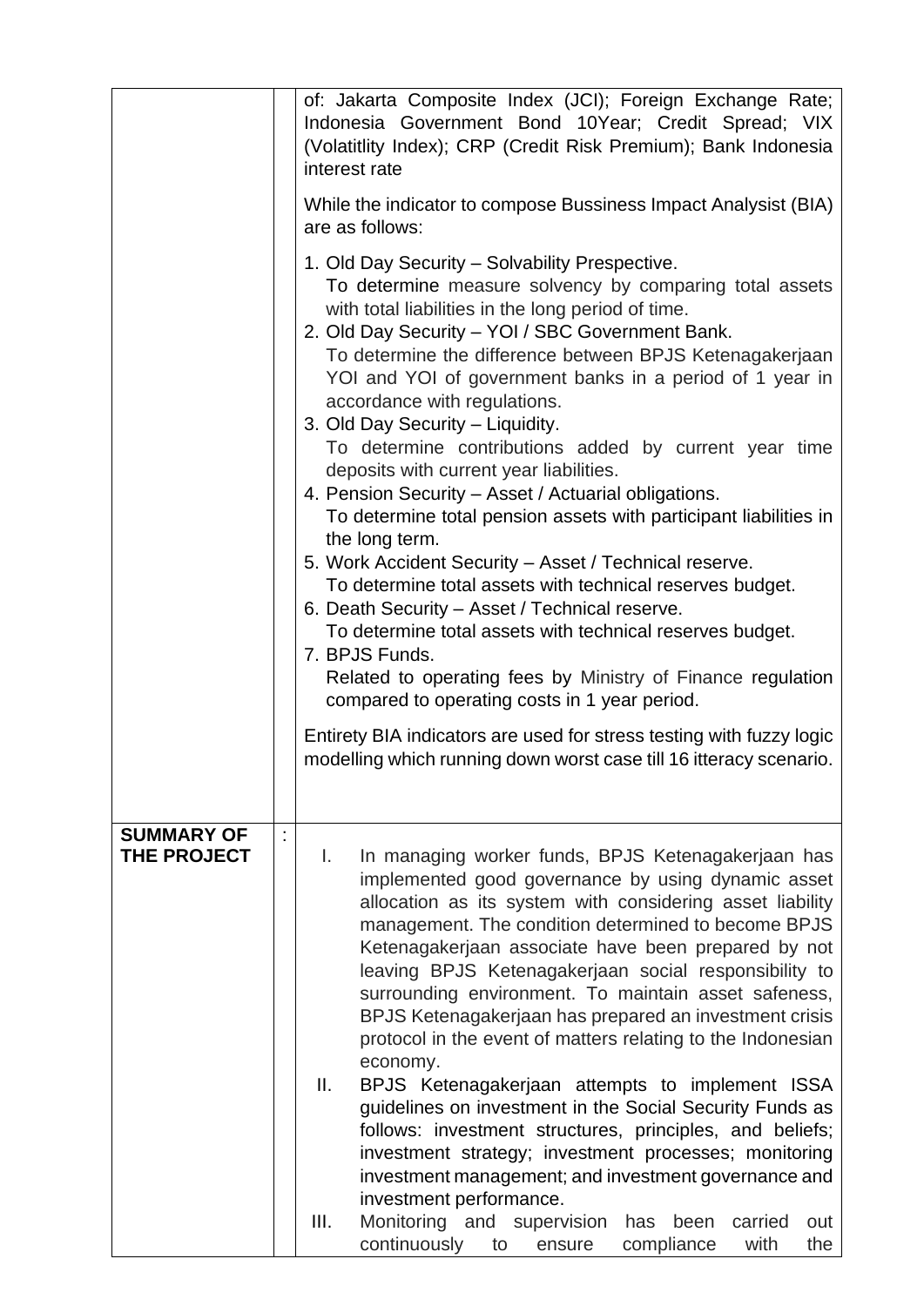| | | |
|---|---|---|
| | | of: Jakarta Composite Index (JCI); Foreign Exchange Rate; Indonesia Government Bond 10Year; Credit Spread; VIX (Volatitlity Index); CRP (Credit Risk Premium); Bank Indonesia interest rate<br><br>While the indicator to compose Bussiness Impact Analysist (BIA) are as follows:<br><br>1. Old Day Security – Solvability Prespective.<br>To determine measure solvency by comparing total assets with total liabilities in the long period of time.<br>2. Old Day Security – YOI / SBC Government Bank.<br>To determine the difference between BPJS Ketenagakerjaan YOI and YOI of government banks in a period of 1 year in accordance with regulations.<br>3. Old Day Security – Liquidity.<br>To determine contributions added by current year time deposits with current year liabilities.<br>4. Pension Security – Asset / Actuarial obligations.<br>To determine total pension assets with participant liabilities in the long term.<br>5. Work Accident Security – Asset / Technical reserve.<br>To determine total assets with technical reserves budget.<br>6. Death Security – Asset / Technical reserve.<br>To determine total assets with technical reserves budget.<br>7. BPJS Funds.<br>Related to operating fees by Ministry of Finance regulation compared to operating costs in 1 year period.<br><br>Entirety BIA indicators are used for stress testing with fuzzy logic modelling which running down worst case till 16 itteracy scenario. |
| **SUMMARY OF THE PROJECT** | : | I. In managing worker funds, BPJS Ketenagakerjaan has implemented good governance by using dynamic asset allocation as its system with considering asset liability management. The condition determined to become BPJS Ketenagakerjaan associate have been prepared by not leaving BPJS Ketenagakerjaan social responsibility to surrounding environment. To maintain asset safeness, BPJS Ketenagakerjaan has prepared an investment crisis protocol in the event of matters relating to the Indonesian economy.<br>II. BPJS Ketenagakerjaan attempts to implement ISSA guidelines on investment in the Social Security Funds as follows: investment structures, principles, and beliefs; investment strategy; investment processes; monitoring investment management; and investment governance and investment performance.<br>III. Monitoring and supervision has been carried out continuously to ensure compliance with the |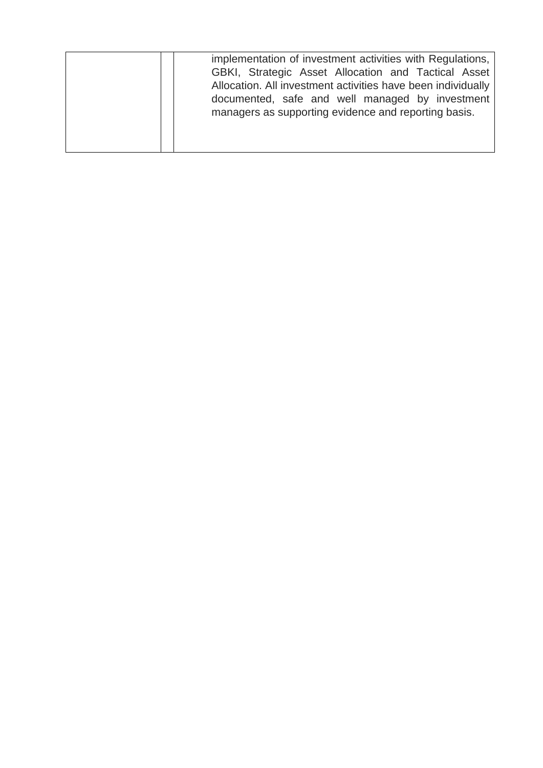| | | |
|---|---|---|
| | | implementation of investment activities with Regulations, GBKI, Strategic Asset Allocation and Tactical Asset Allocation. All investment activities have been individually documented, safe and well managed by investment managers as supporting evidence and reporting basis. |